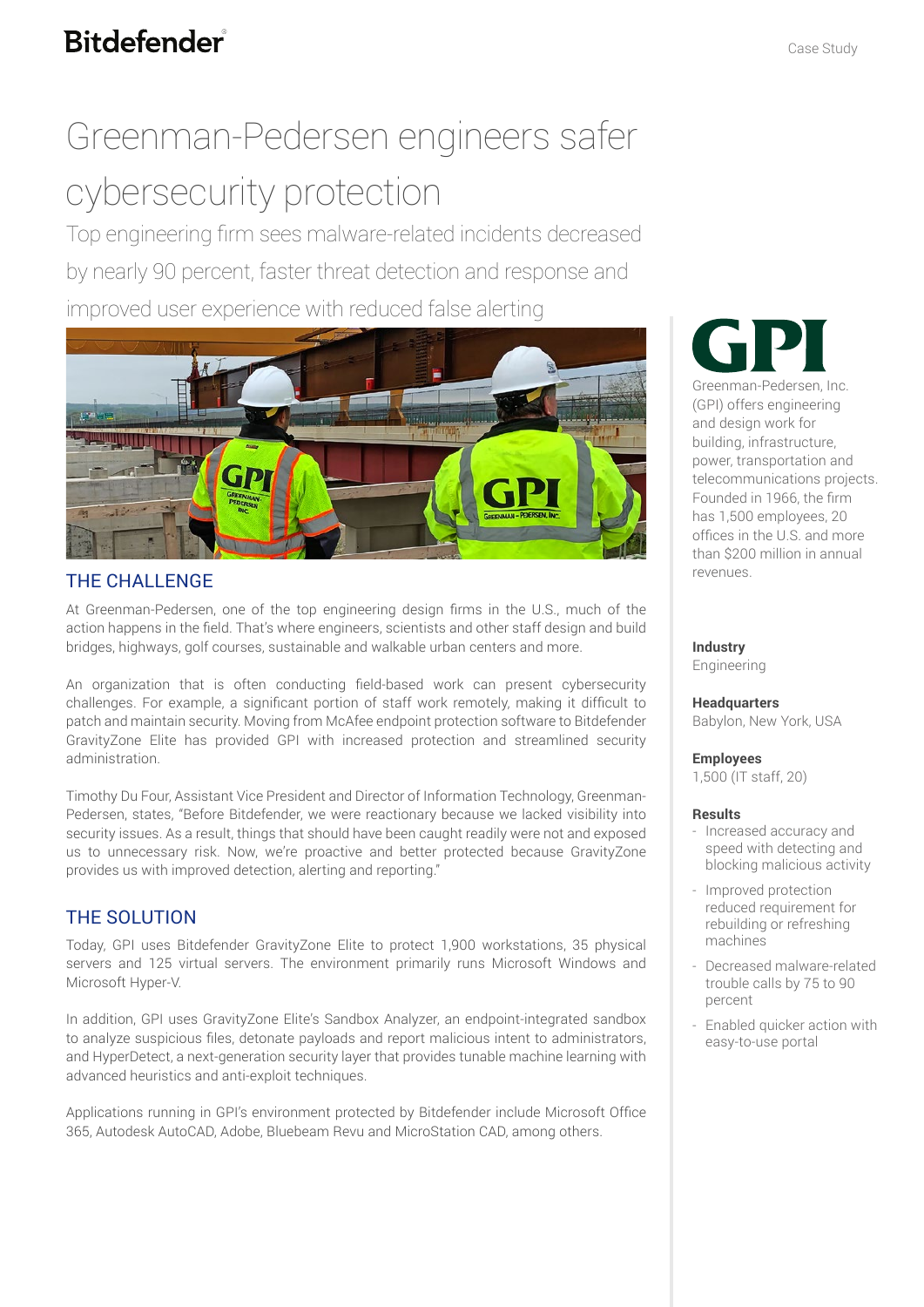# Greenman-Pedersen engineers safer cybersecurity protection

Top engineering firm sees malware-related incidents decreased by nearly 90 percent, faster threat detection and response and improved user experience with reduced false alerting

## THE CHALLENGE

At Greenman-Pedersen, one of the top engineering design firms in the U.S., much of the action happens in the field. That's where engineers, scientists and other staff design and build bridges, highways, golf courses, sustainable and walkable urban centers and more.

An organization that is often conducting field-based work can present cybersecurity challenges. For example, a significant portion of staff work remotely, making it difficult to patch and maintain security. Moving from McAfee endpoint protection software to Bitdefender GravityZone Elite has provided GPI with increased protection and streamlined security administration.

Timothy Du Four, Assistant Vice President and Director of Information Technology, Greenman-Pedersen, states, "Before Bitdefender, we were reactionary because we lacked visibility into security issues. As a result, things that should have been caught readily were not and exposed us to unnecessary risk. Now, we're proactive and better protected because GravityZone provides us with improved detection, alerting and reporting."

## THE SOLUTION

Today, GPI uses Bitdefender GravityZone Elite to protect 1,900 workstations, 35 physical servers and 125 virtual servers. The environment primarily runs Microsoft Windows and Microsoft Hyper-V.

In addition, GPI uses GravityZone Elite's Sandbox Analyzer, an endpoint-integrated sandbox to analyze suspicious files, detonate payloads and report malicious intent to administrators, and HyperDetect, a next-generation security layer that provides tunable machine learning with advanced heuristics and anti-exploit techniques.

Applications running in GPI's environment protected by Bitdefender include Microsoft Office 365, Autodesk AutoCAD, Adobe, Bluebeam Revu and MicroStation CAD, among others.

---

**GPI**

Greenman-Pedersen, Inc. (GPI) offers engineering and design work for building, infrastructure, power, transportation and telecommunications projects. Founded in 1966, the firm has 1,500 employees, 20 offices in the U.S. and more than $200 million in annual revenues.

**Industry**
Engineering

**Headquarters**
Babylon, New York, USA

**Employees**
1,500 (IT staff, 20)

**Results**

- Increased accuracy and speed with detecting and blocking malicious activity
- Improved protection reduced requirement for rebuilding or refreshing machines
- Decreased malware-related trouble calls by 75 to 90 percent
- Enabled quicker action with easy-to-use portal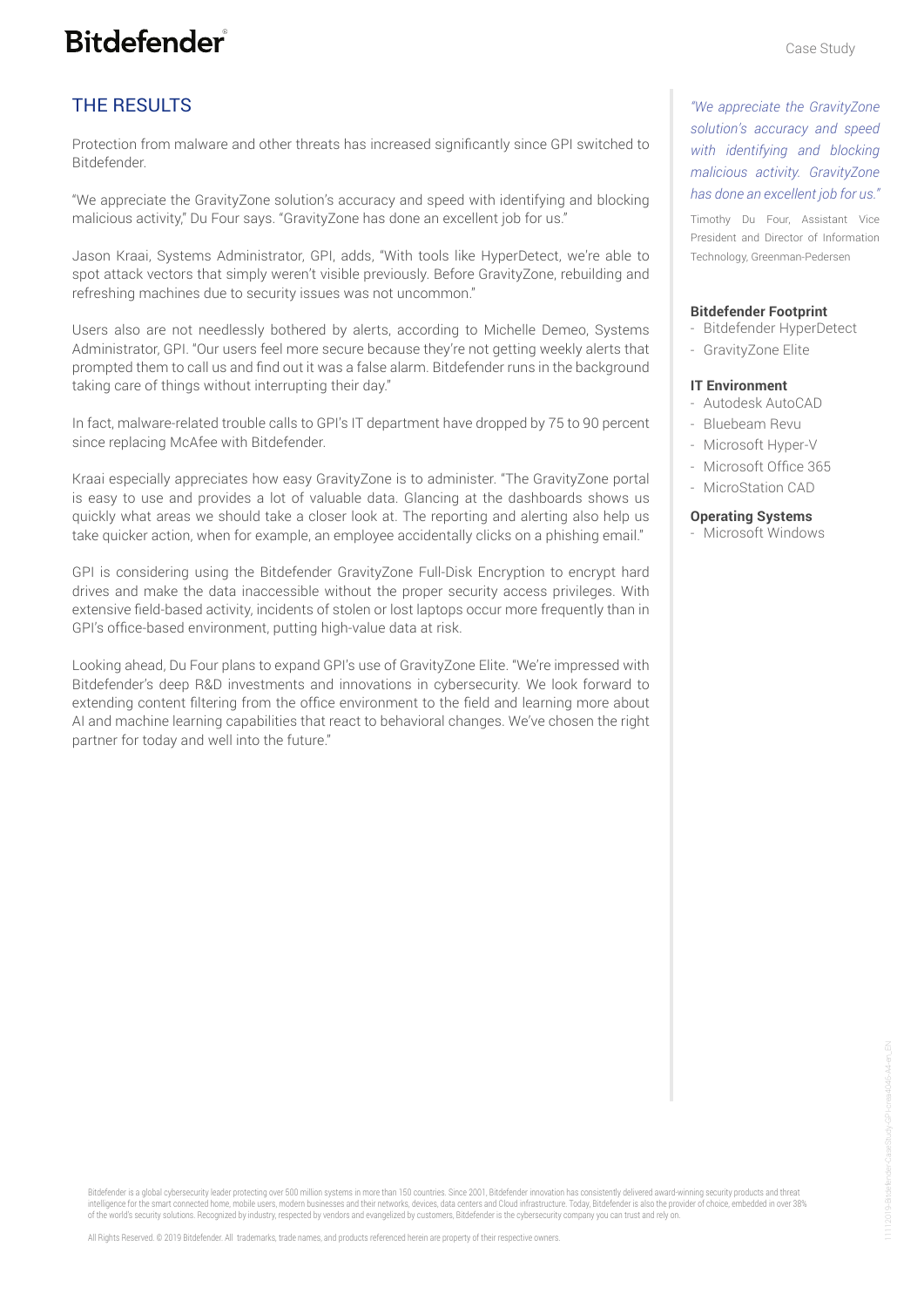## THE RESULTS

Protection from malware and other threats has increased significantly since GPI switched to Bitdefender.

"We appreciate the GravityZone solution's accuracy and speed with identifying and blocking malicious activity," Du Four says. "GravityZone has done an excellent job for us."

Jason Kraai, Systems Administrator, GPI, adds, "With tools like HyperDetect, we're able to spot attack vectors that simply weren't visible previously. Before GravityZone, rebuilding and refreshing machines due to security issues was not uncommon."

Users also are not needlessly bothered by alerts, according to Michelle Demeo, Systems Administrator, GPI. "Our users feel more secure because they're not getting weekly alerts that prompted them to call us and find out it was a false alarm. Bitdefender runs in the background taking care of things without interrupting their day."

In fact, malware-related trouble calls to GPI's IT department have dropped by 75 to 90 percent since replacing McAfee with Bitdefender.

Kraai especially appreciates how easy GravityZone is to administer. "The GravityZone portal is easy to use and provides a lot of valuable data. Glancing at the dashboards shows us quickly what areas we should take a closer look at. The reporting and alerting also help us take quicker action, when for example, an employee accidentally clicks on a phishing email."

GPI is considering using the Bitdefender GravityZone Full-Disk Encryption to encrypt hard drives and make the data inaccessible without the proper security access privileges. With extensive field-based activity, incidents of stolen or lost laptops occur more frequently than in GPI's office-based environment, putting high-value data at risk.

Looking ahead, Du Four plans to expand GPI's use of GravityZone Elite. "We're impressed with Bitdefender's deep R&D investments and innovations in cybersecurity. We look forward to extending content filtering from the office environment to the field and learning more about AI and machine learning capabilities that react to behavioral changes. We've chosen the right partner for today and well into the future."

*"We appreciate the GravityZone solution's accuracy and speed with identifying and blocking malicious activity. GravityZone has done an excellent job for us."*

Timothy Du Four, Assistant Vice President and Director of Information Technology, Greenman-Pedersen

**Bitdefender Footprint**

- Bitdefender HyperDetect
- GravityZone Elite

**IT Environment**

- Autodesk AutoCAD
- Bluebeam Revu
- Microsoft Hyper-V
- Microsoft Office 365
- MicroStation CAD

**Operating Systems**

- Microsoft Windows

Bitdefender is a global cybersecurity leader protecting over 500 million systems in more than 150 countries. Since 2001, Bitdefender innovation has consistently delivered award-winning security products and threat intelligence for the smart connected home, mobile users, modern businesses and their networks, devices, data centers and Cloud infrastructure. Today, Bitdefender is also the provider of choice, embedded in over 38% of the world's security solutions. Recognized by industry, respected by vendors and evangelized by customers, Bitdefender is the cybersecurity company you can trust and rely on.

All Rights Reserved. © 2019 Bitdefender. All trademarks, trade names, and products referenced herein are property of their respective owners.